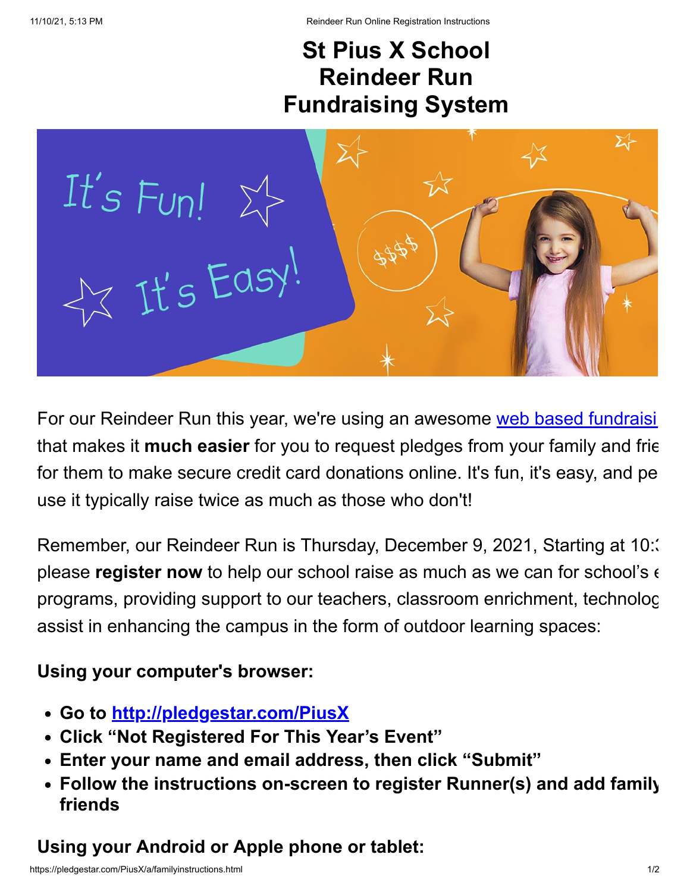# St Pius X School Reindeer Run Fundraising System

For our Reindeer Run this year, we're using an awesome [web based fundraisi](#) that makes it **much easier** for you to request pledges from your family and frie for them to make secure credit card donations online. It's fun, it's easy, and pe use it typically raise twice as much as those who don't!

Remember, our Reindeer Run is Thursday, December 9, 2021, Starting at 10:3 please **register now** to help our school raise as much as we can for school's e programs, providing support to our teachers, classroom enrichment, technolog assist in enhancing the campus in the form of outdoor learning spaces:

### Using your computer's browser:

- **Go to [http://pledgestar.com/PiusX](http://pledgestar.com/PiusX)**
- **Click "Not Registered For This Year's Event"**
- **Enter your name and email address, then click "Submit"**
- **Follow the instructions on-screen to register Runner(s) and add family friends**

### Using your Android or Apple phone or tablet: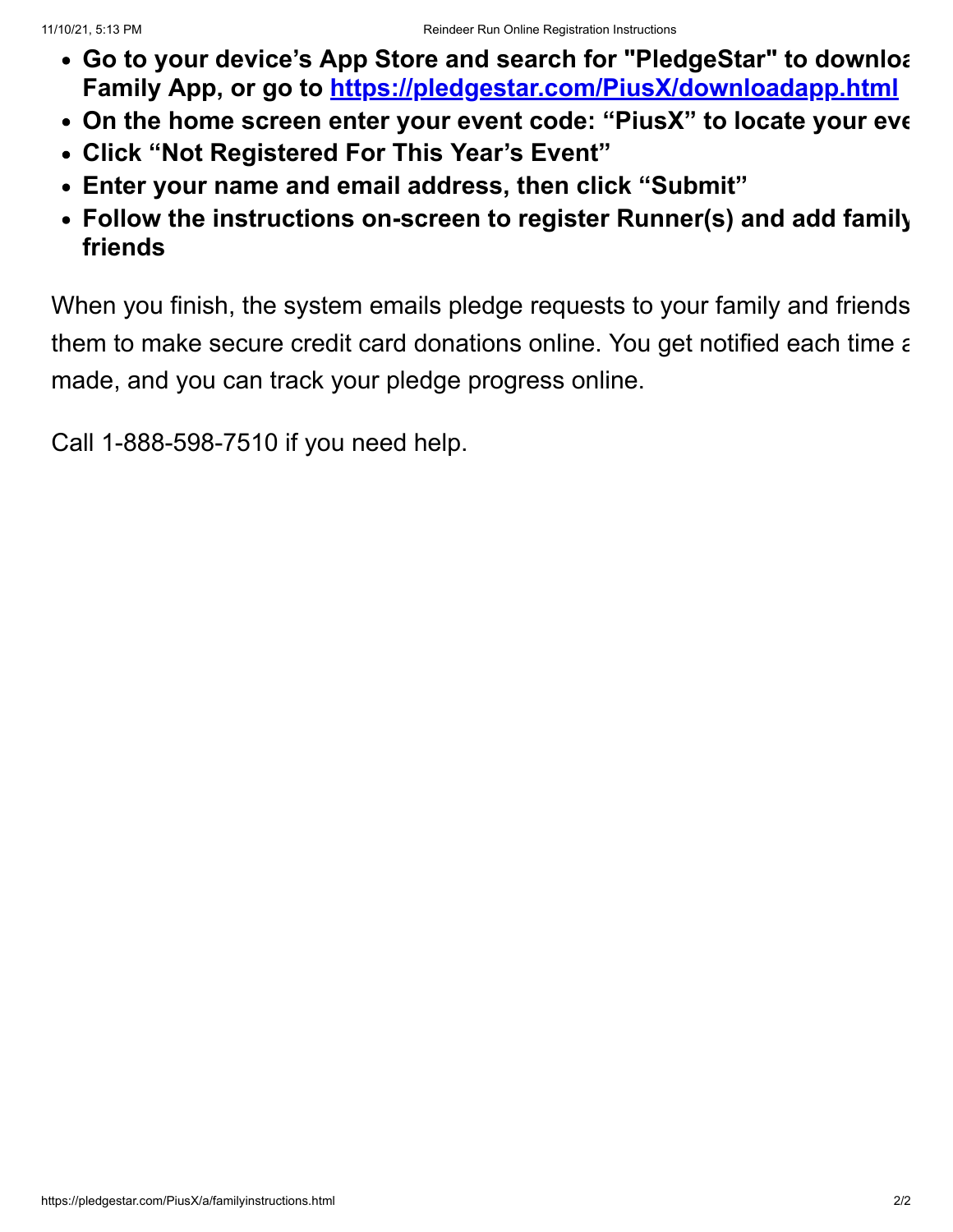- **Go to your device's App Store and search for "PledgeStar" to downloa Family App, or go to [https://pledgestar.com/PiusX/downloadapp.html](https://pledgestar.com/PiusX/downloadapp.html)**
- **On the home screen enter your event code: "PiusX" to locate your eve**
- **Click "Not Registered For This Year's Event"**
- **Enter your name and email address, then click "Submit"**
- **Follow the instructions on-screen to register Runner(s) and add family friends**

When you finish, the system emails pledge requests to your family and friends them to make secure credit card donations online. You get notified each time a made, and you can track your pledge progress online.

Call 1-888-598-7510 if you need help.